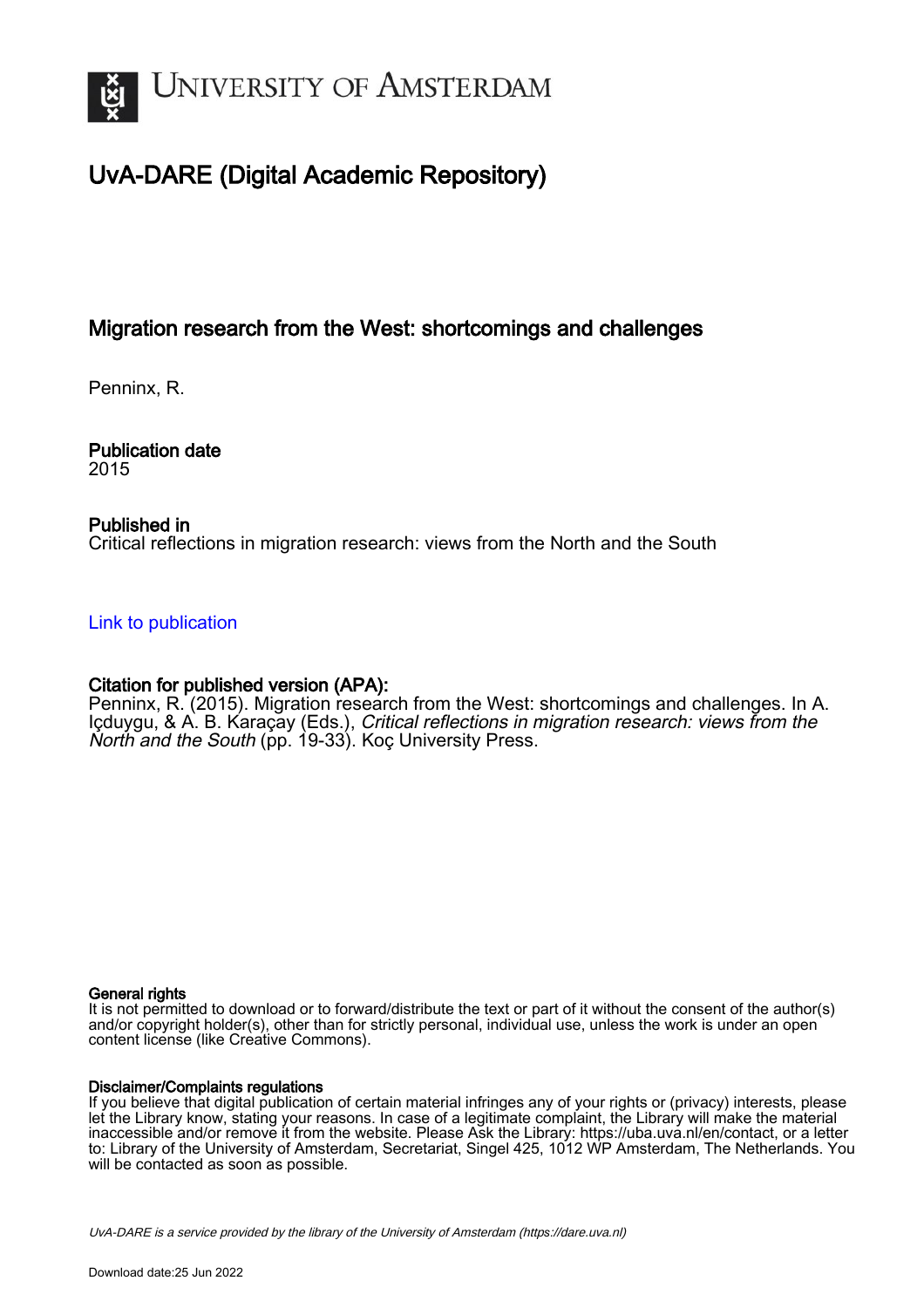# UNIVERSITY OF AMSTERDAM

## UvA-DARE (Digital Academic Repository)

### Migration research from the West: shortcomings and challenges

Penninx, R.

**Publication date**
2015

**Published in**
Critical reflections in migration research: views from the North and the South

Link to publication

**Citation for published version (APA):**
Penninx, R. (2015). Migration research from the West: shortcomings and challenges. In A. Içduygu, & A. B. Karaçay (Eds.), *Critical reflections in migration research: views from the North and the South* (pp. 19-33). Koç University Press.

**General rights**
It is not permitted to download or to forward/distribute the text or part of it without the consent of the author(s) and/or copyright holder(s), other than for strictly personal, individual use, unless the work is under an open content license (like Creative Commons).

**Disclaimer/Complaints regulations**
If you believe that digital publication of certain material infringes any of your rights or (privacy) interests, please let the Library know, stating your reasons. In case of a legitimate complaint, the Library will make the material inaccessible and/or remove it from the website. Please Ask the Library: https://uba.uva.nl/en/contact, or a letter to: Library of the University of Amsterdam, Secretariat, Singel 425, 1012 WP Amsterdam, The Netherlands. You will be contacted as soon as possible.

*UvA-DARE is a service provided by the library of the University of Amsterdam (https://dare.uva.nl)*

Download date:25 Jun 2022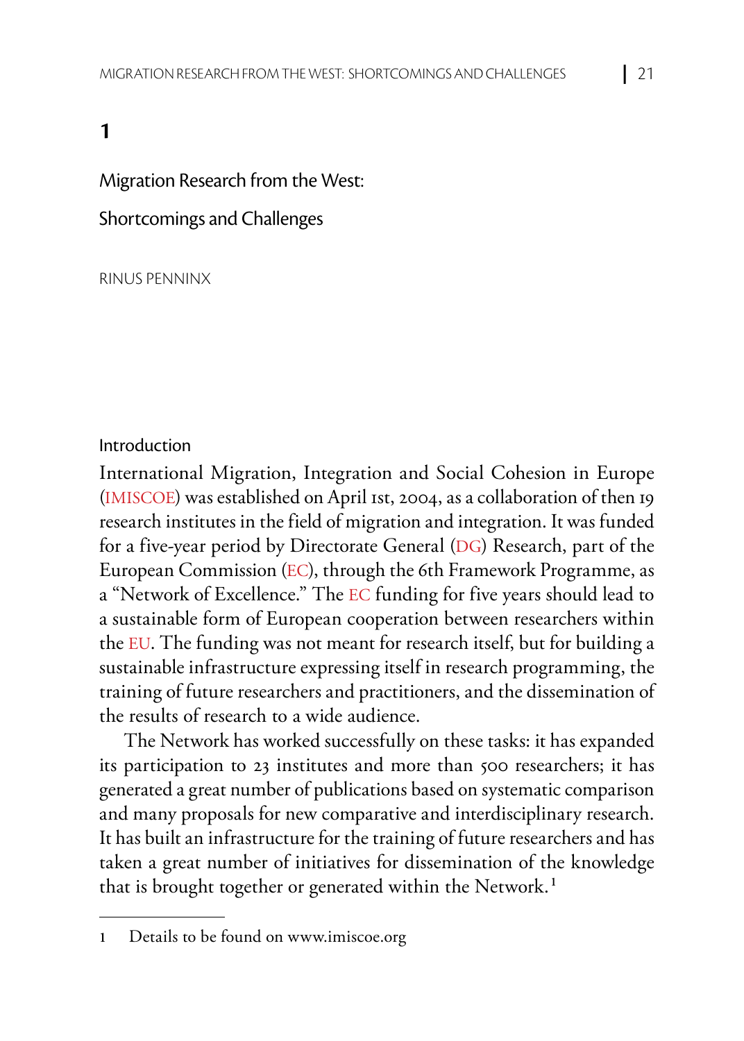# 1

## Migration Research from the West: Shortcomings and Challenges

RINUS PENNINX

### Introduction

International Migration, Integration and Social Cohesion in Europe (IMISCOE) was established on April 1st, 2004, as a collaboration of then 19 research institutes in the field of migration and integration. It was funded for a five-year period by Directorate General (DG) Research, part of the European Commission (EC), through the 6th Framework Programme, as a "Network of Excellence." The EC funding for five years should lead to a sustainable form of European cooperation between researchers within the EU. The funding was not meant for research itself, but for building a sustainable infrastructure expressing itself in research programming, the training of future researchers and practitioners, and the dissemination of the results of research to a wide audience.

The Network has worked successfully on these tasks: it has expanded its participation to 23 institutes and more than 500 researchers; it has generated a great number of publications based on systematic comparison and many proposals for new comparative and interdisciplinary research. It has built an infrastructure for the training of future researchers and has taken a great number of initiatives for dissemination of the knowledge that is brought together or generated within the Network.[1]

---

1 Details to be found on www.imiscoe.org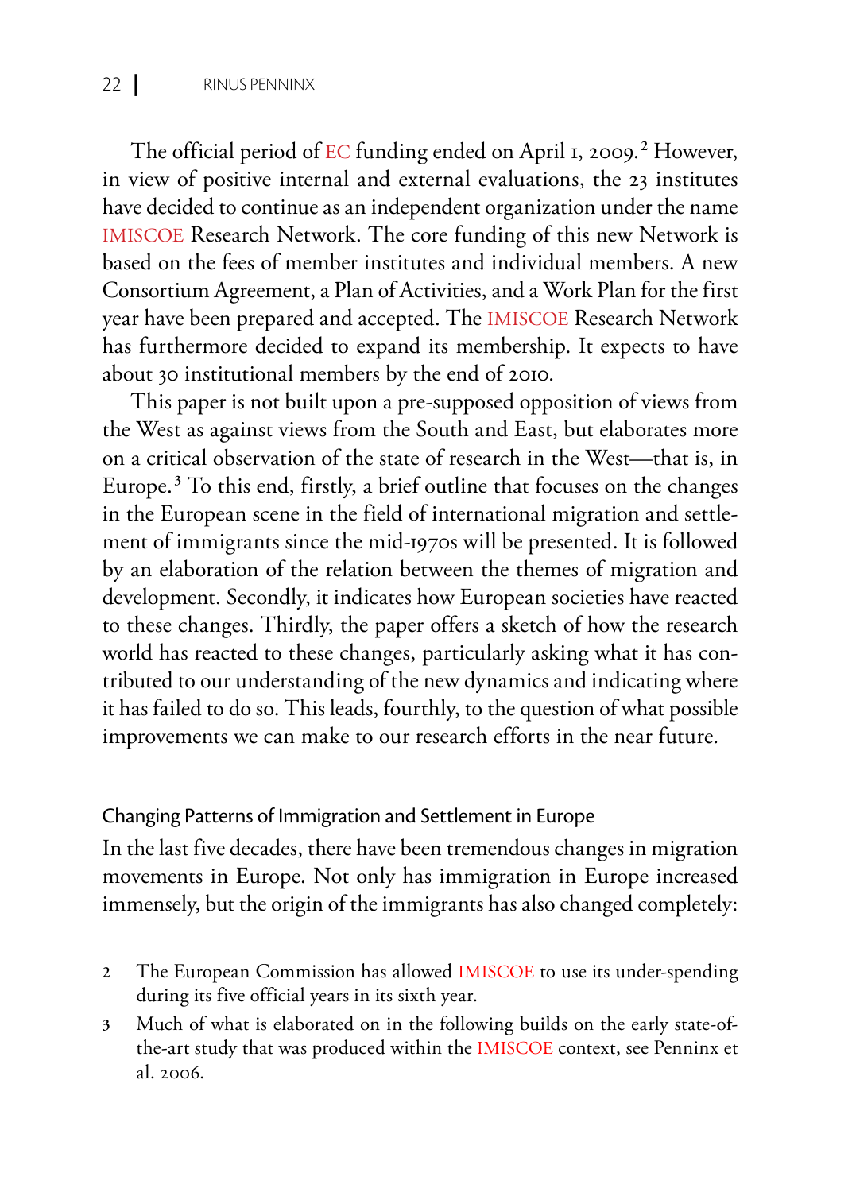The official period of EC funding ended on April 1, 2009.[2] However, in view of positive internal and external evaluations, the 23 institutes have decided to continue as an independent organization under the name IMISCOE Research Network. The core funding of this new Network is based on the fees of member institutes and individual members. A new Consortium Agreement, a Plan of Activities, and a Work Plan for the first year have been prepared and accepted. The IMISCOE Research Network has furthermore decided to expand its membership. It expects to have about 30 institutional members by the end of 2010.

This paper is not built upon a pre-supposed opposition of views from the West as against views from the South and East, but elaborates more on a critical observation of the state of research in the West—that is, in Europe.[3] To this end, firstly, a brief outline that focuses on the changes in the European scene in the field of international migration and settlement of immigrants since the mid-1970s will be presented. It is followed by an elaboration of the relation between the themes of migration and development. Secondly, it indicates how European societies have reacted to these changes. Thirdly, the paper offers a sketch of how the research world has reacted to these changes, particularly asking what it has contributed to our understanding of the new dynamics and indicating where it has failed to do so. This leads, fourthly, to the question of what possible improvements we can make to our research efforts in the near future.

## Changing Patterns of Immigration and Settlement in Europe

In the last five decades, there have been tremendous changes in migration movements in Europe. Not only has immigration in Europe increased immensely, but the origin of the immigrants has also changed completely:

---

2 The European Commission has allowed IMISCOE to use its under-spending during its five official years in its sixth year.

3 Much of what is elaborated on in the following builds on the early state-of-the-art study that was produced within the IMISCOE context, see Penninx et al. 2006.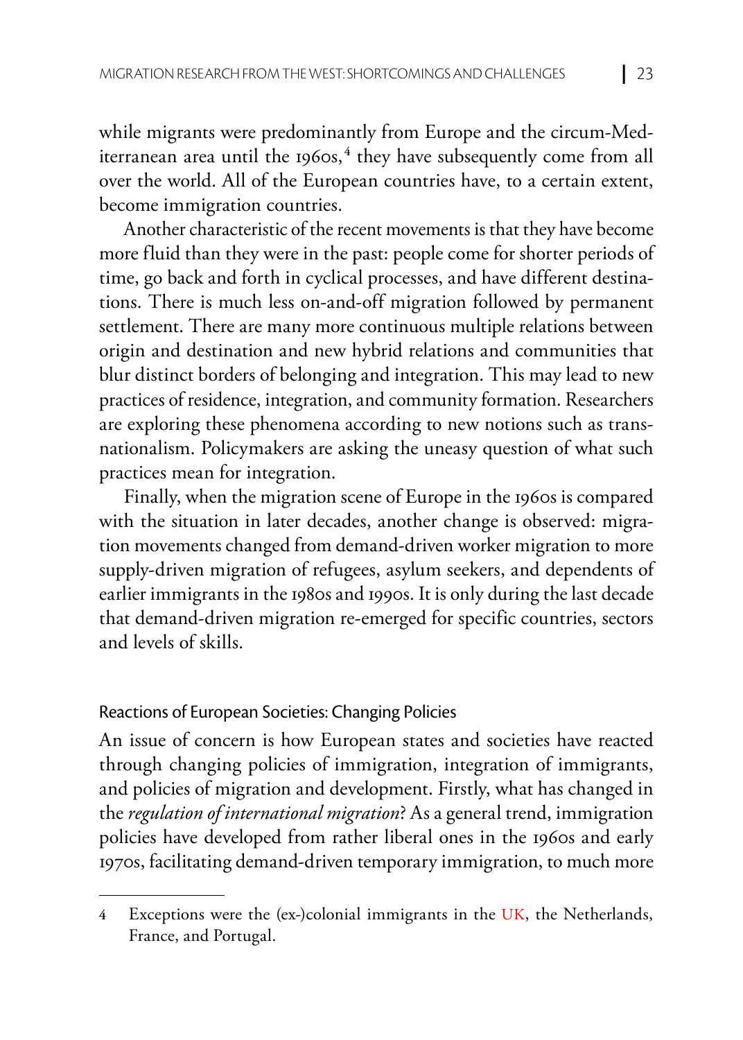while migrants were predominantly from Europe and the circum-Mediterranean area until the 1960s,[4] they have subsequently come from all over the world. All of the European countries have, to a certain extent, become immigration countries.

Another characteristic of the recent movements is that they have become more fluid than they were in the past: people come for shorter periods of time, go back and forth in cyclical processes, and have different destinations. There is much less on-and-off migration followed by permanent settlement. There are many more continuous multiple relations between origin and destination and new hybrid relations and communities that blur distinct borders of belonging and integration. This may lead to new practices of residence, integration, and community formation. Researchers are exploring these phenomena according to new notions such as transnationalism. Policymakers are asking the uneasy question of what such practices mean for integration.

Finally, when the migration scene of Europe in the 1960s is compared with the situation in later decades, another change is observed: migration movements changed from demand-driven worker migration to more supply-driven migration of refugees, asylum seekers, and dependents of earlier immigrants in the 1980s and 1990s. It is only during the last decade that demand-driven migration re-emerged for specific countries, sectors and levels of skills.

### Reactions of European Societies: Changing Policies

An issue of concern is how European states and societies have reacted through changing policies of immigration, integration of immigrants, and policies of migration and development. Firstly, what has changed in the *regulation of international migration*? As a general trend, immigration policies have developed from rather liberal ones in the 1960s and early 1970s, facilitating demand-driven temporary immigration, to much more

---

4 Exceptions were the (ex-)colonial immigrants in the UK, the Netherlands, France, and Portugal.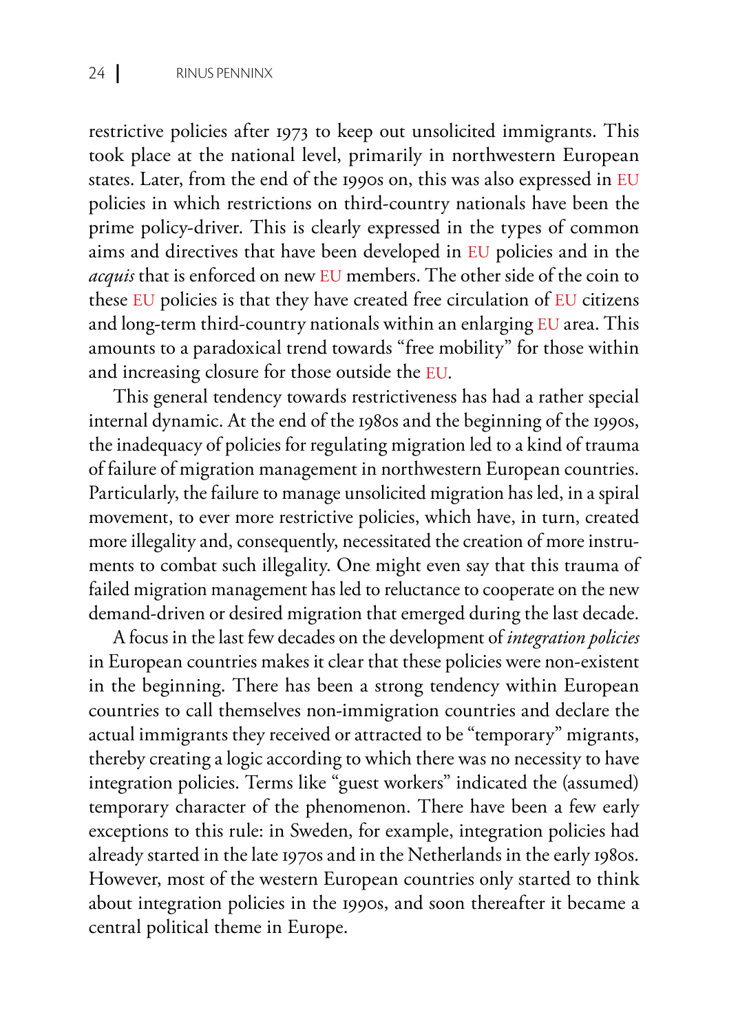restrictive policies after 1973 to keep out unsolicited immigrants. This took place at the national level, primarily in northwestern European states. Later, from the end of the 1990s on, this was also expressed in EU policies in which restrictions on third-country nationals have been the prime policy-driver. This is clearly expressed in the types of common aims and directives that have been developed in EU policies and in the *acquis* that is enforced on new EU members. The other side of the coin to these EU policies is that they have created free circulation of EU citizens and long-term third-country nationals within an enlarging EU area. This amounts to a paradoxical trend towards "free mobility" for those within and increasing closure for those outside the EU.

This general tendency towards restrictiveness has had a rather special internal dynamic. At the end of the 1980s and the beginning of the 1990s, the inadequacy of policies for regulating migration led to a kind of trauma of failure of migration management in northwestern European countries. Particularly, the failure to manage unsolicited migration has led, in a spiral movement, to ever more restrictive policies, which have, in turn, created more illegality and, consequently, necessitated the creation of more instruments to combat such illegality. One might even say that this trauma of failed migration management has led to reluctance to cooperate on the new demand-driven or desired migration that emerged during the last decade.

A focus in the last few decades on the development of *integration policies* in European countries makes it clear that these policies were non-existent in the beginning. There has been a strong tendency within European countries to call themselves non-immigration countries and declare the actual immigrants they received or attracted to be "temporary" migrants, thereby creating a logic according to which there was no necessity to have integration policies. Terms like "guest workers" indicated the (assumed) temporary character of the phenomenon. There have been a few early exceptions to this rule: in Sweden, for example, integration policies had already started in the late 1970s and in the Netherlands in the early 1980s. However, most of the western European countries only started to think about integration policies in the 1990s, and soon thereafter it became a central political theme in Europe.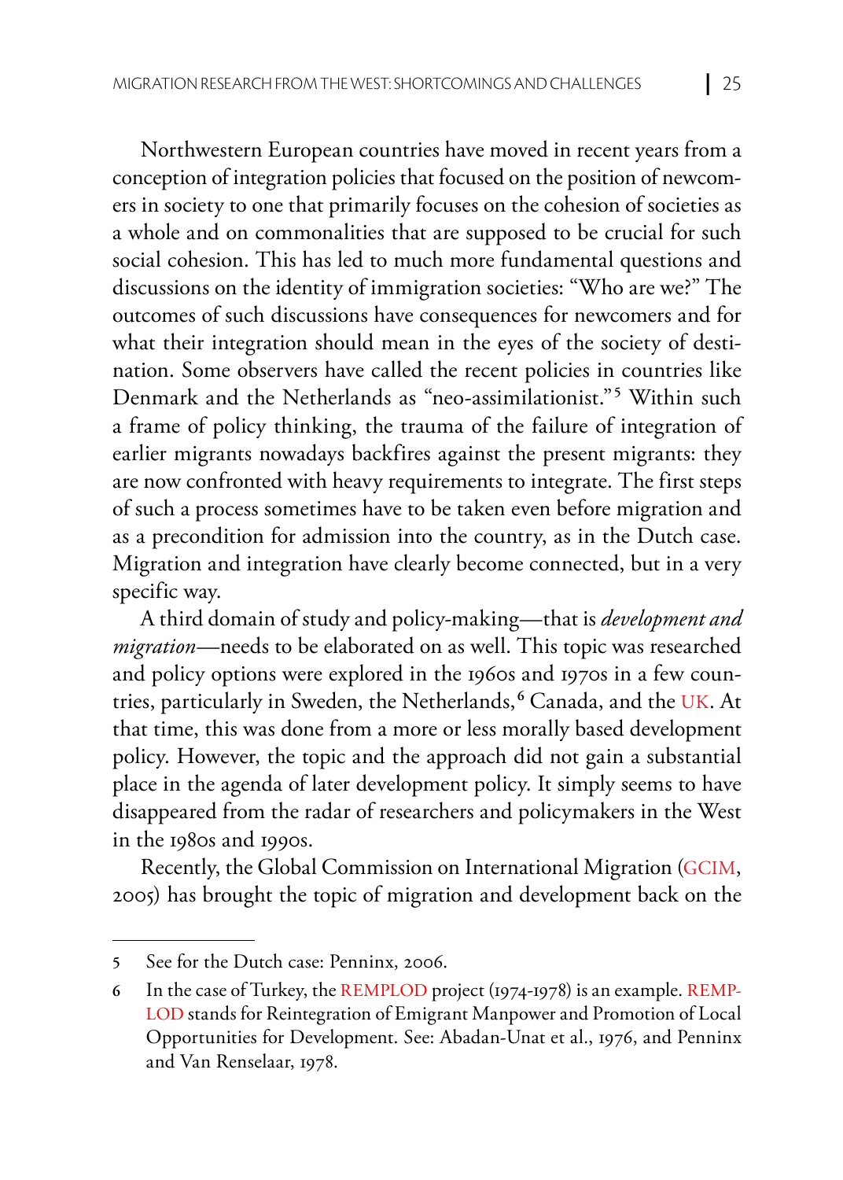Northwestern European countries have moved in recent years from a conception of integration policies that focused on the position of newcomers in society to one that primarily focuses on the cohesion of societies as a whole and on commonalities that are supposed to be crucial for such social cohesion. This has led to much more fundamental questions and discussions on the identity of immigration societies: "Who are we?" The outcomes of such discussions have consequences for newcomers and for what their integration should mean in the eyes of the society of destination. Some observers have called the recent policies in countries like Denmark and the Netherlands as "neo-assimilationist."[5] Within such a frame of policy thinking, the trauma of the failure of integration of earlier migrants nowadays backfires against the present migrants: they are now confronted with heavy requirements to integrate. The first steps of such a process sometimes have to be taken even before migration and as a precondition for admission into the country, as in the Dutch case. Migration and integration have clearly become connected, but in a very specific way.

A third domain of study and policy-making—that is *development and migration*—needs to be elaborated on as well. This topic was researched and policy options were explored in the 1960s and 1970s in a few countries, particularly in Sweden, the Netherlands,[6] Canada, and the UK. At that time, this was done from a more or less morally based development policy. However, the topic and the approach did not gain a substantial place in the agenda of later development policy. It simply seems to have disappeared from the radar of researchers and policymakers in the West in the 1980s and 1990s.

Recently, the Global Commission on International Migration (GCIM, 2005) has brought the topic of migration and development back on the

---

5 See for the Dutch case: Penninx, 2006.

6 In the case of Turkey, the REMPLOD project (1974-1978) is an example. REMPLOD stands for Reintegration of Emigrant Manpower and Promotion of Local Opportunities for Development. See: Abadan-Unat et al., 1976, and Penninx and Van Renselaar, 1978.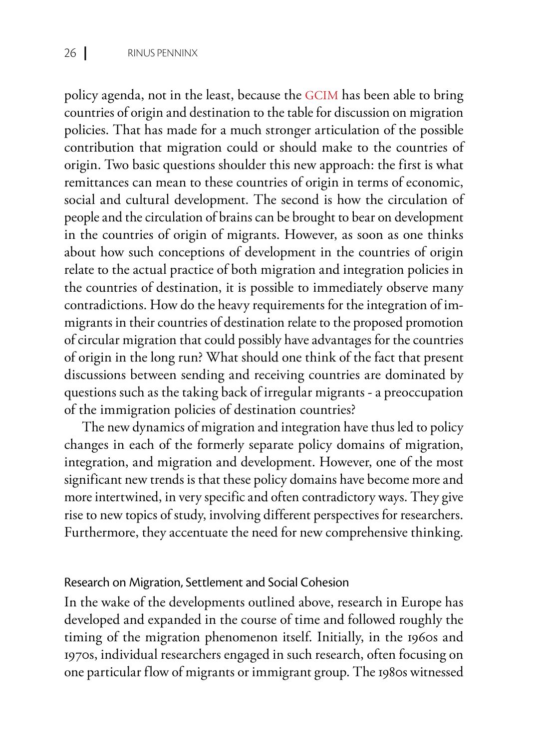policy agenda, not in the least, because the GCIM has been able to bring countries of origin and destination to the table for discussion on migration policies. That has made for a much stronger articulation of the possible contribution that migration could or should make to the countries of origin. Two basic questions shoulder this new approach: the first is what remittances can mean to these countries of origin in terms of economic, social and cultural development. The second is how the circulation of people and the circulation of brains can be brought to bear on development in the countries of origin of migrants. However, as soon as one thinks about how such conceptions of development in the countries of origin relate to the actual practice of both migration and integration policies in the countries of destination, it is possible to immediately observe many contradictions. How do the heavy requirements for the integration of immigrants in their countries of destination relate to the proposed promotion of circular migration that could possibly have advantages for the countries of origin in the long run? What should one think of the fact that present discussions between sending and receiving countries are dominated by questions such as the taking back of irregular migrants - a preoccupation of the immigration policies of destination countries?

The new dynamics of migration and integration have thus led to policy changes in each of the formerly separate policy domains of migration, integration, and migration and development. However, one of the most significant new trends is that these policy domains have become more and more intertwined, in very specific and often contradictory ways. They give rise to new topics of study, involving different perspectives for researchers. Furthermore, they accentuate the need for new comprehensive thinking.

## Research on Migration, Settlement and Social Cohesion

In the wake of the developments outlined above, research in Europe has developed and expanded in the course of time and followed roughly the timing of the migration phenomenon itself. Initially, in the 1960s and 1970s, individual researchers engaged in such research, often focusing on one particular flow of migrants or immigrant group. The 1980s witnessed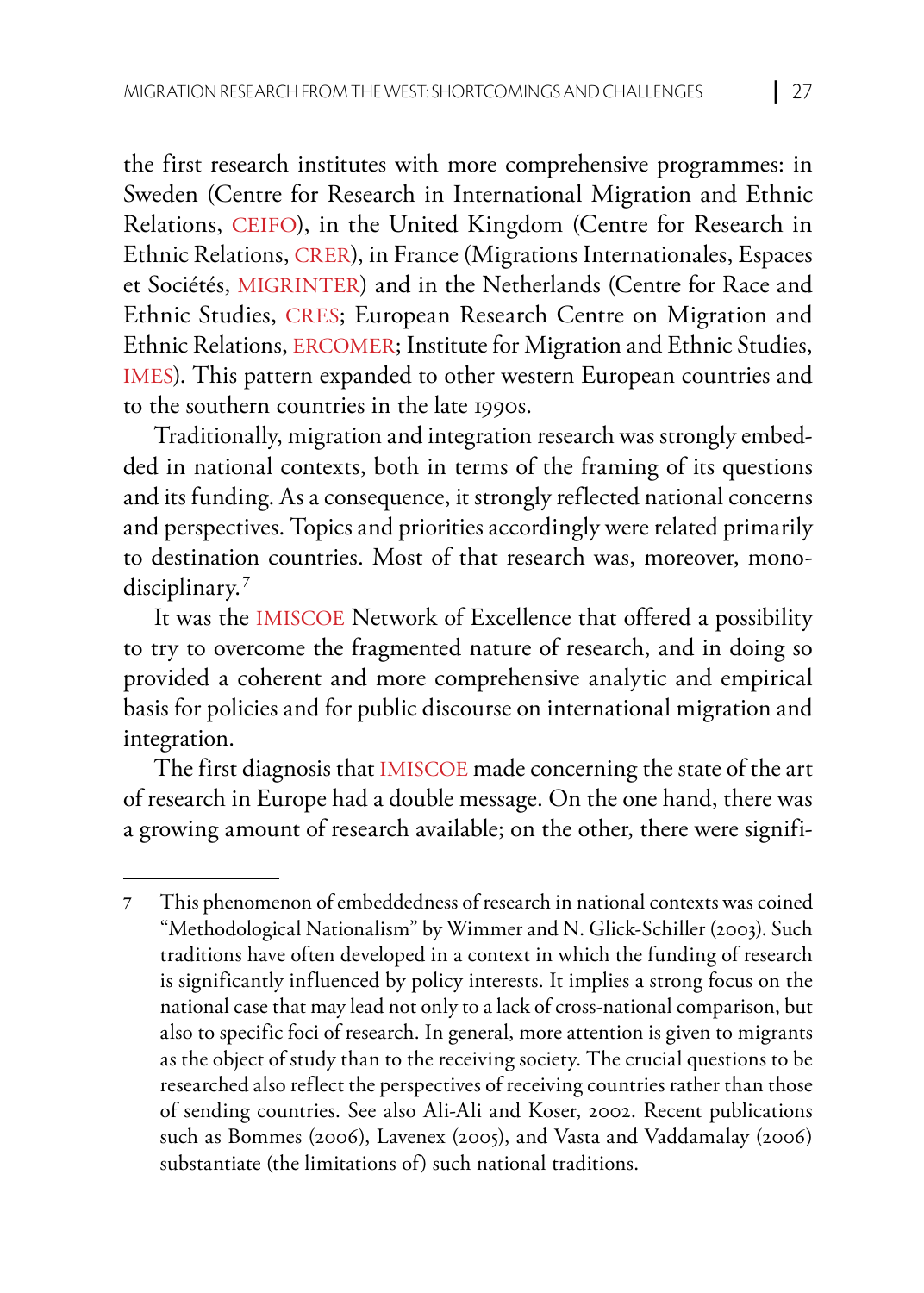the first research institutes with more comprehensive programmes: in Sweden (Centre for Research in International Migration and Ethnic Relations, CEIFO), in the United Kingdom (Centre for Research in Ethnic Relations, CRER), in France (Migrations Internationales, Espaces et Sociétés, MIGRINTER) and in the Netherlands (Centre for Race and Ethnic Studies, CRES; European Research Centre on Migration and Ethnic Relations, ERCOMER; Institute for Migration and Ethnic Studies, IMES). This pattern expanded to other western European countries and to the southern countries in the late 1990s.

Traditionally, migration and integration research was strongly embedded in national contexts, both in terms of the framing of its questions and its funding. As a consequence, it strongly reflected national concerns and perspectives. Topics and priorities accordingly were related primarily to destination countries. Most of that research was, moreover, monodisciplinary.[7]

It was the IMISCOE Network of Excellence that offered a possibility to try to overcome the fragmented nature of research, and in doing so provided a coherent and more comprehensive analytic and empirical basis for policies and for public discourse on international migration and integration.

The first diagnosis that IMISCOE made concerning the state of the art of research in Europe had a double message. On the one hand, there was a growing amount of research available; on the other, there were signifi-

---

7 This phenomenon of embeddedness of research in national contexts was coined "Methodological Nationalism" by Wimmer and N. Glick-Schiller (2003). Such traditions have often developed in a context in which the funding of research is significantly influenced by policy interests. It implies a strong focus on the national case that may lead not only to a lack of cross-national comparison, but also to specific foci of research. In general, more attention is given to migrants as the object of study than to the receiving society. The crucial questions to be researched also reflect the perspectives of receiving countries rather than those of sending countries. See also Ali-Ali and Koser, 2002. Recent publications such as Bommes (2006), Lavenex (2005), and Vasta and Vaddamalay (2006) substantiate (the limitations of) such national traditions.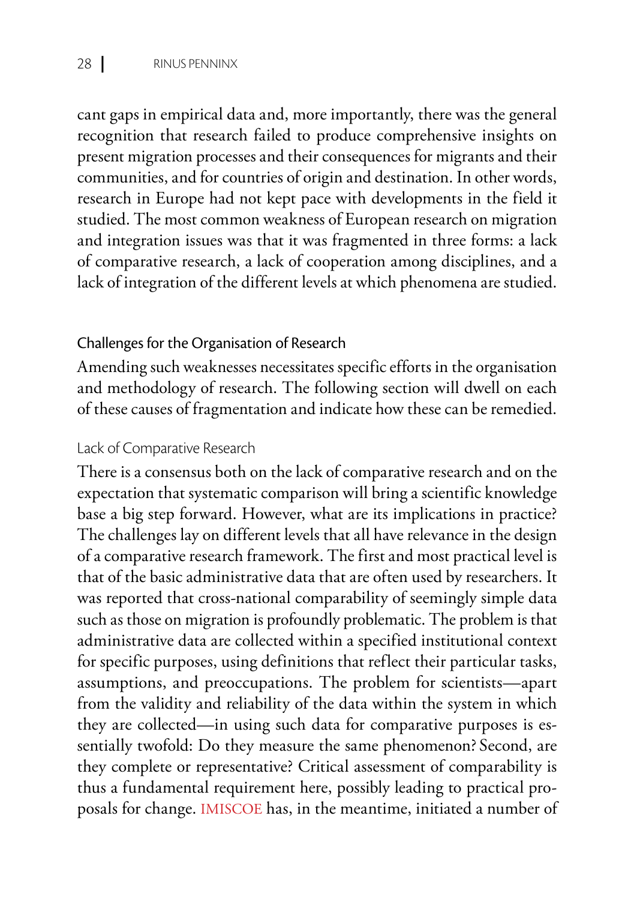cant gaps in empirical data and, more importantly, there was the general recognition that research failed to produce comprehensive insights on present migration processes and their consequences for migrants and their communities, and for countries of origin and destination. In other words, research in Europe had not kept pace with developments in the field it studied. The most common weakness of European research on migration and integration issues was that it was fragmented in three forms: a lack of comparative research, a lack of cooperation among disciplines, and a lack of integration of the different levels at which phenomena are studied.

## Challenges for the Organisation of Research

Amending such weaknesses necessitates specific efforts in the organisation and methodology of research. The following section will dwell on each of these causes of fragmentation and indicate how these can be remedied.

### Lack of Comparative Research

There is a consensus both on the lack of comparative research and on the expectation that systematic comparison will bring a scientific knowledge base a big step forward. However, what are its implications in practice? The challenges lay on different levels that all have relevance in the design of a comparative research framework. The first and most practical level is that of the basic administrative data that are often used by researchers. It was reported that cross-national comparability of seemingly simple data such as those on migration is profoundly problematic. The problem is that administrative data are collected within a specified institutional context for specific purposes, using definitions that reflect their particular tasks, assumptions, and preoccupations. The problem for scientists—apart from the validity and reliability of the data within the system in which they are collected—in using such data for comparative purposes is essentially twofold: Do they measure the same phenomenon? Second, are they complete or representative? Critical assessment of comparability is thus a fundamental requirement here, possibly leading to practical proposals for change. IMISCOE has, in the meantime, initiated a number of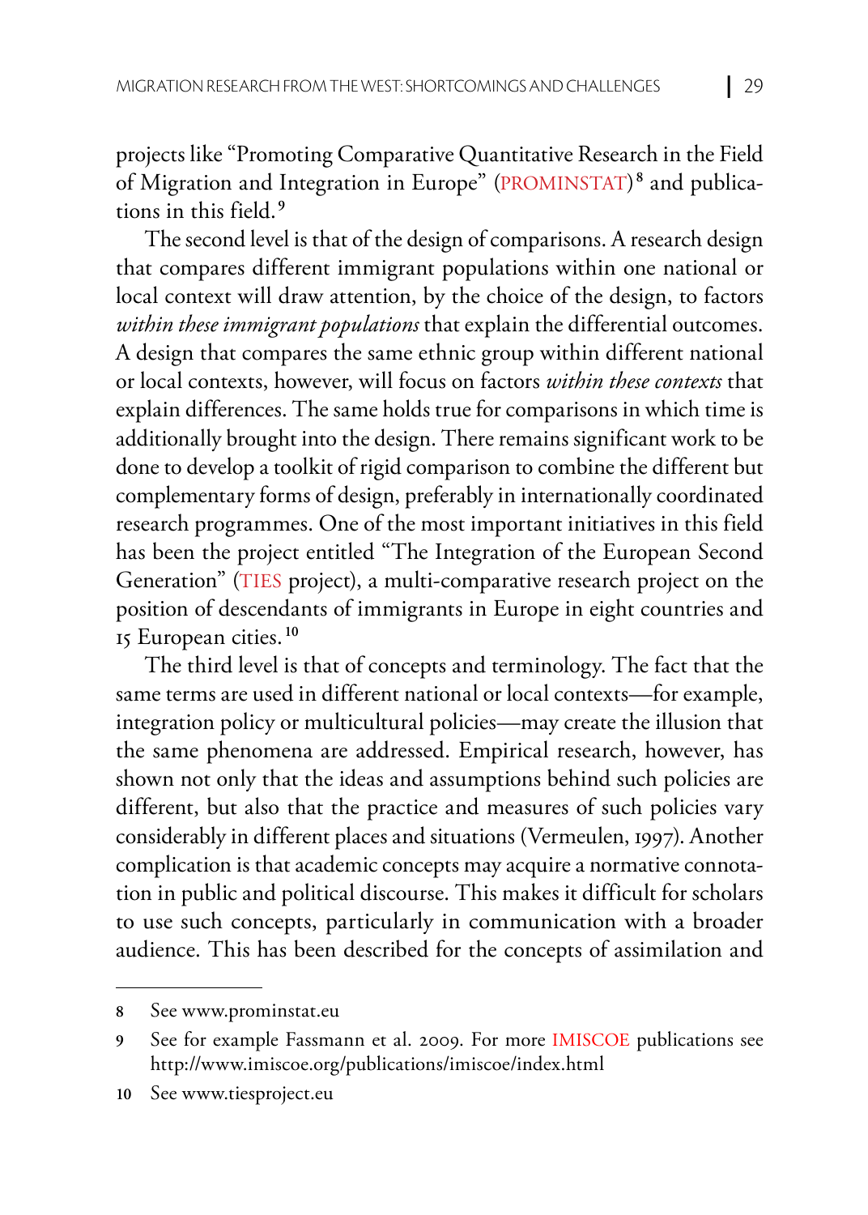projects like "Promoting Comparative Quantitative Research in the Field of Migration and Integration in Europe" (PROMINSTAT)[8] and publications in this field.[9]

The second level is that of the design of comparisons. A research design that compares different immigrant populations within one national or local context will draw attention, by the choice of the design, to factors *within these immigrant populations* that explain the differential outcomes. A design that compares the same ethnic group within different national or local contexts, however, will focus on factors *within these contexts* that explain differences. The same holds true for comparisons in which time is additionally brought into the design. There remains significant work to be done to develop a toolkit of rigid comparison to combine the different but complementary forms of design, preferably in internationally coordinated research programmes. One of the most important initiatives in this field has been the project entitled "The Integration of the European Second Generation" (TIES project), a multi-comparative research project on the position of descendants of immigrants in Europe in eight countries and 15 European cities.[10]

The third level is that of concepts and terminology. The fact that the same terms are used in different national or local contexts—for example, integration policy or multicultural policies—may create the illusion that the same phenomena are addressed. Empirical research, however, has shown not only that the ideas and assumptions behind such policies are different, but also that the practice and measures of such policies vary considerably in different places and situations (Vermeulen, 1997). Another complication is that academic concepts may acquire a normative connotation in public and political discourse. This makes it difficult for scholars to use such concepts, particularly in communication with a broader audience. This has been described for the concepts of assimilation and

---

8 See www.prominstat.eu

9 See for example Fassmann et al. 2009. For more IMISCOE publications see http://www.imiscoe.org/publications/imiscoe/index.html

10 See www.tiesproject.eu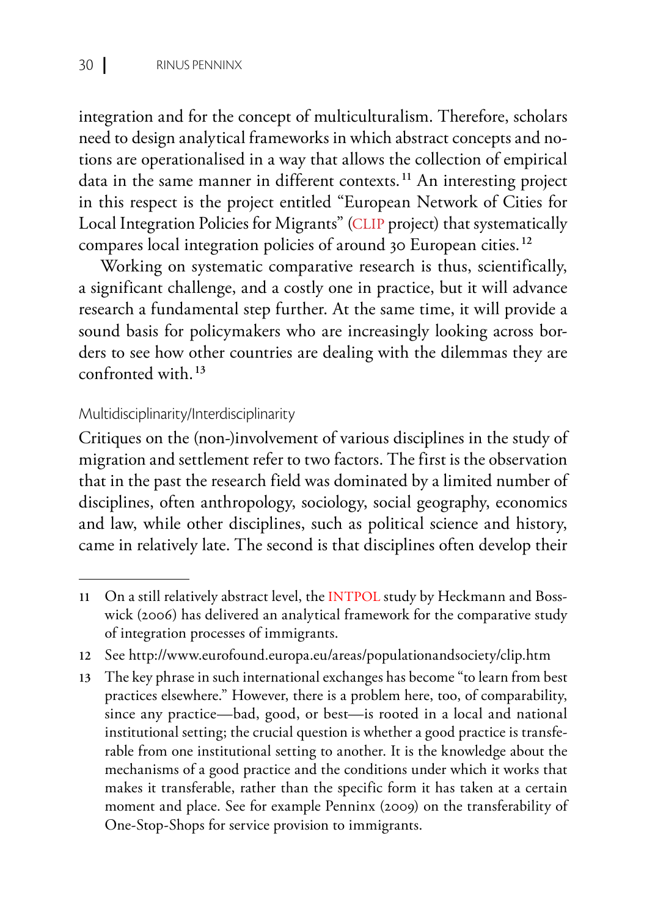integration and for the concept of multiculturalism. Therefore, scholars need to design analytical frameworks in which abstract concepts and notions are operationalised in a way that allows the collection of empirical data in the same manner in different contexts.[11] An interesting project in this respect is the project entitled "European Network of Cities for Local Integration Policies for Migrants" (CLIP project) that systematically compares local integration policies of around 30 European cities.[12]

Working on systematic comparative research is thus, scientifically, a significant challenge, and a costly one in practice, but it will advance research a fundamental step further. At the same time, it will provide a sound basis for policymakers who are increasingly looking across borders to see how other countries are dealing with the dilemmas they are confronted with.[13]

### Multidisciplinarity/Interdisciplinarity

Critiques on the (non-)involvement of various disciplines in the study of migration and settlement refer to two factors. The first is the observation that in the past the research field was dominated by a limited number of disciplines, often anthropology, sociology, social geography, economics and law, while other disciplines, such as political science and history, came in relatively late. The second is that disciplines often develop their

---

11 On a still relatively abstract level, the INTPOL study by Heckmann and Bosswick (2006) has delivered an analytical framework for the comparative study of integration processes of immigrants.

12 See http://www.eurofound.europa.eu/areas/populationandsociety/clip.htm

13 The key phrase in such international exchanges has become "to learn from best practices elsewhere." However, there is a problem here, too, of comparability, since any practice—bad, good, or best—is rooted in a local and national institutional setting; the crucial question is whether a good practice is transferable from one institutional setting to another. It is the knowledge about the mechanisms of a good practice and the conditions under which it works that makes it transferable, rather than the specific form it has taken at a certain moment and place. See for example Penninx (2009) on the transferability of One-Stop-Shops for service provision to immigrants.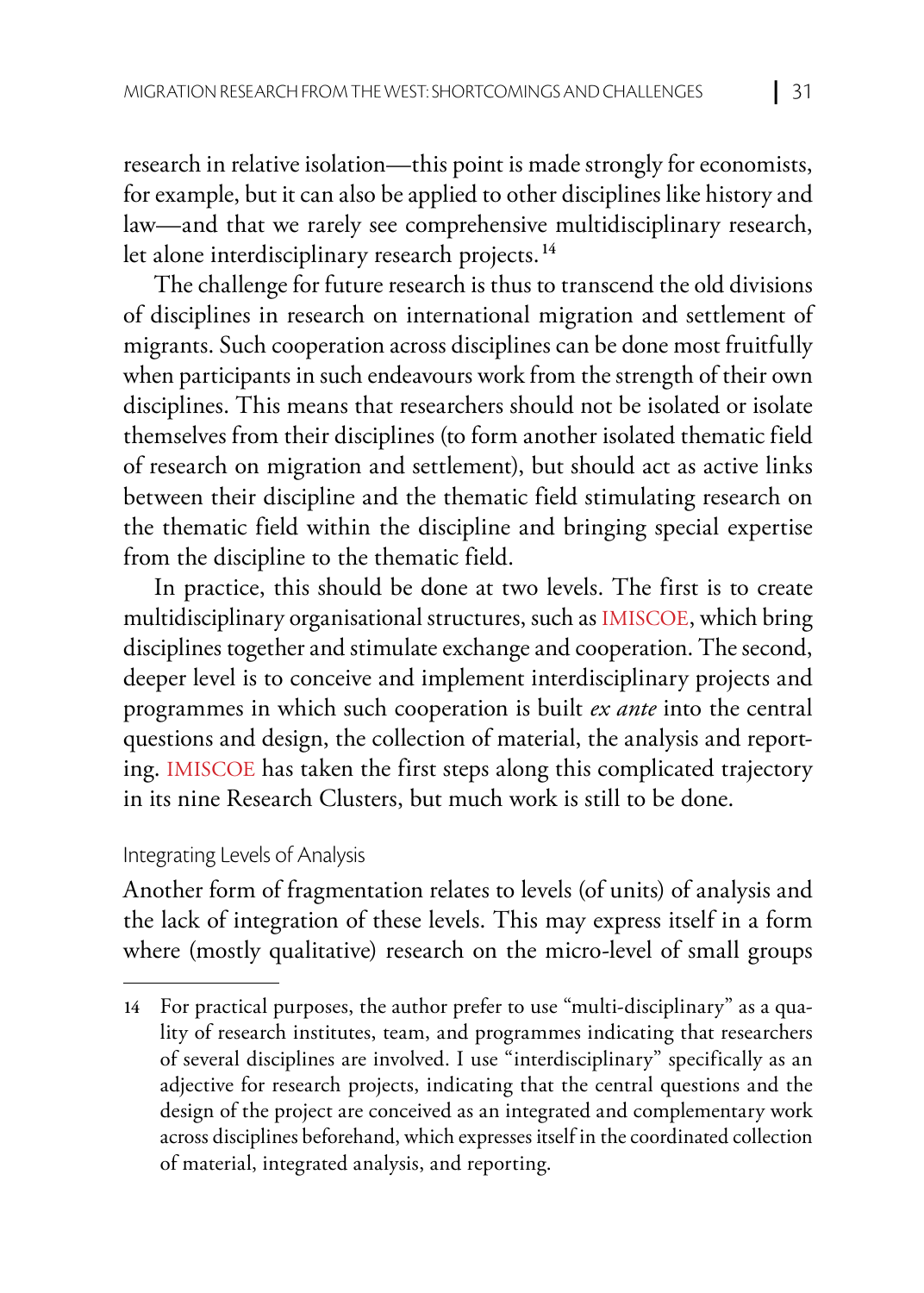research in relative isolation—this point is made strongly for economists, for example, but it can also be applied to other disciplines like history and law—and that we rarely see comprehensive multidisciplinary research, let alone interdisciplinary research projects.[14]

The challenge for future research is thus to transcend the old divisions of disciplines in research on international migration and settlement of migrants. Such cooperation across disciplines can be done most fruitfully when participants in such endeavours work from the strength of their own disciplines. This means that researchers should not be isolated or isolate themselves from their disciplines (to form another isolated thematic field of research on migration and settlement), but should act as active links between their discipline and the thematic field stimulating research on the thematic field within the discipline and bringing special expertise from the discipline to the thematic field.

In practice, this should be done at two levels. The first is to create multidisciplinary organisational structures, such as IMISCOE, which bring disciplines together and stimulate exchange and cooperation. The second, deeper level is to conceive and implement interdisciplinary projects and programmes in which such cooperation is built *ex ante* into the central questions and design, the collection of material, the analysis and reporting. IMISCOE has taken the first steps along this complicated trajectory in its nine Research Clusters, but much work is still to be done.

### Integrating Levels of Analysis

Another form of fragmentation relates to levels (of units) of analysis and the lack of integration of these levels. This may express itself in a form where (mostly qualitative) research on the micro-level of small groups

---

14 For practical purposes, the author prefer to use "multi-disciplinary" as a quality of research institutes, team, and programmes indicating that researchers of several disciplines are involved. I use "interdisciplinary" specifically as an adjective for research projects, indicating that the central questions and the design of the project are conceived as an integrated and complementary work across disciplines beforehand, which expresses itself in the coordinated collection of material, integrated analysis, and reporting.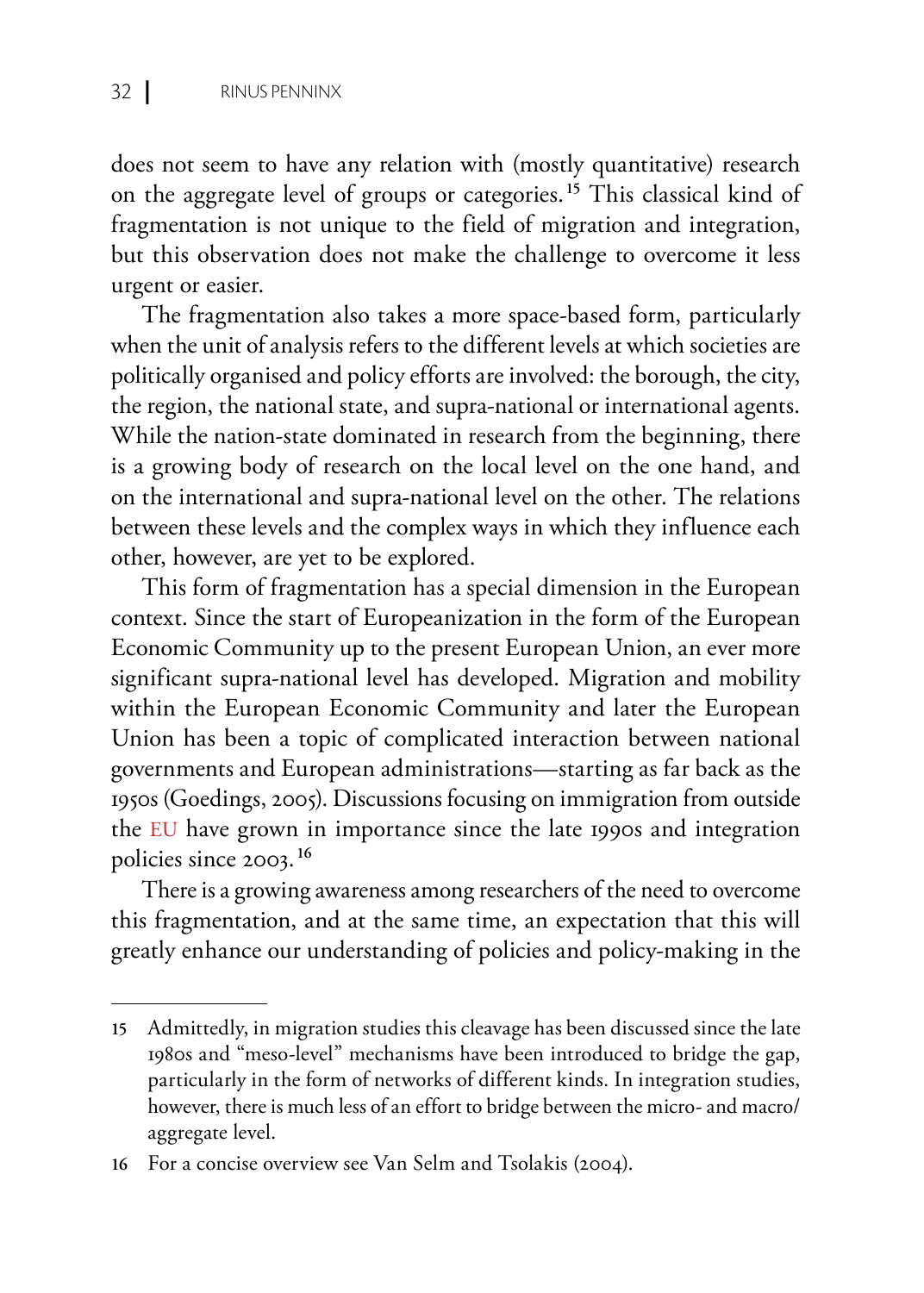does not seem to have any relation with (mostly quantitative) research on the aggregate level of groups or categories.[15] This classical kind of fragmentation is not unique to the field of migration and integration, but this observation does not make the challenge to overcome it less urgent or easier.

The fragmentation also takes a more space-based form, particularly when the unit of analysis refers to the different levels at which societies are politically organised and policy efforts are involved: the borough, the city, the region, the national state, and supra-national or international agents. While the nation-state dominated in research from the beginning, there is a growing body of research on the local level on the one hand, and on the international and supra-national level on the other. The relations between these levels and the complex ways in which they influence each other, however, are yet to be explored.

This form of fragmentation has a special dimension in the European context. Since the start of Europeanization in the form of the European Economic Community up to the present European Union, an ever more significant supra-national level has developed. Migration and mobility within the European Economic Community and later the European Union has been a topic of complicated interaction between national governments and European administrations—starting as far back as the 1950s (Goedings, 2005). Discussions focusing on immigration from outside the EU have grown in importance since the late 1990s and integration policies since 2003.[16]

There is a growing awareness among researchers of the need to overcome this fragmentation, and at the same time, an expectation that this will greatly enhance our understanding of policies and policy-making in the

---

15 Admittedly, in migration studies this cleavage has been discussed since the late 1980s and "meso-level" mechanisms have been introduced to bridge the gap, particularly in the form of networks of different kinds. In integration studies, however, there is much less of an effort to bridge between the micro- and macro/aggregate level.

16 For a concise overview see Van Selm and Tsolakis (2004).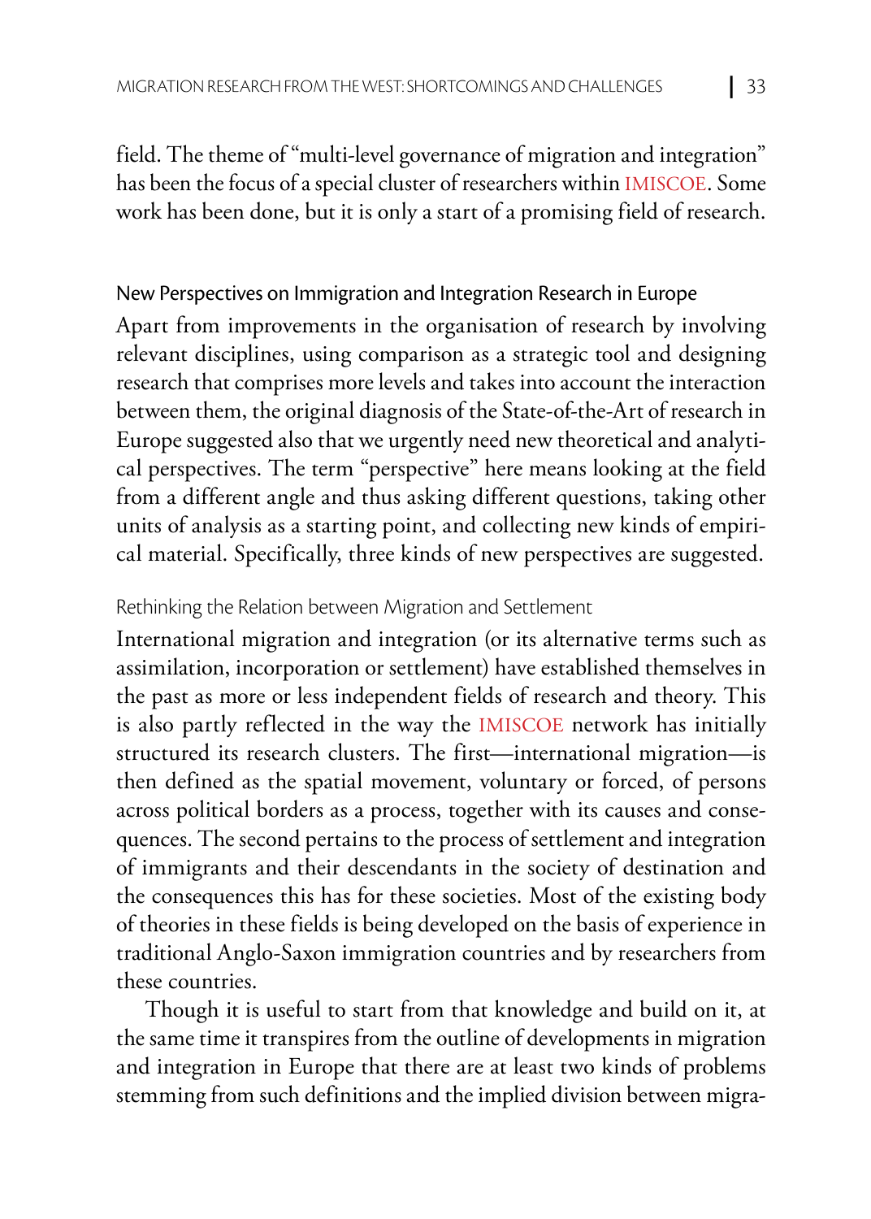field. The theme of "multi-level governance of migration and integration" has been the focus of a special cluster of researchers within IMISCOE. Some work has been done, but it is only a start of a promising field of research.

## New Perspectives on Immigration and Integration Research in Europe

Apart from improvements in the organisation of research by involving relevant disciplines, using comparison as a strategic tool and designing research that comprises more levels and takes into account the interaction between them, the original diagnosis of the State-of-the-Art of research in Europe suggested also that we urgently need new theoretical and analytical perspectives. The term "perspective" here means looking at the field from a different angle and thus asking different questions, taking other units of analysis as a starting point, and collecting new kinds of empirical material. Specifically, three kinds of new perspectives are suggested.

### Rethinking the Relation between Migration and Settlement

International migration and integration (or its alternative terms such as assimilation, incorporation or settlement) have established themselves in the past as more or less independent fields of research and theory. This is also partly reflected in the way the IMISCOE network has initially structured its research clusters. The first—international migration—is then defined as the spatial movement, voluntary or forced, of persons across political borders as a process, together with its causes and consequences. The second pertains to the process of settlement and integration of immigrants and their descendants in the society of destination and the consequences this has for these societies. Most of the existing body of theories in these fields is being developed on the basis of experience in traditional Anglo-Saxon immigration countries and by researchers from these countries.

Though it is useful to start from that knowledge and build on it, at the same time it transpires from the outline of developments in migration and integration in Europe that there are at least two kinds of problems stemming from such definitions and the implied division between migra-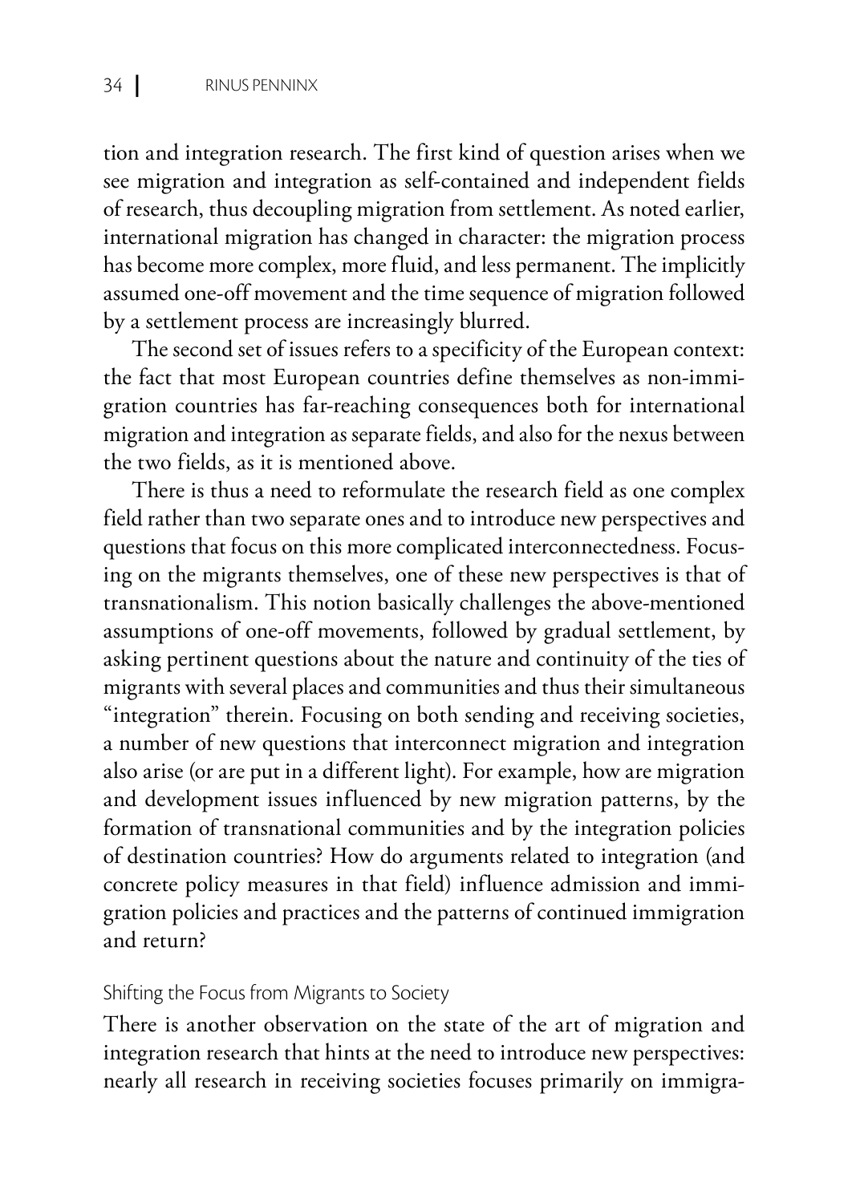tion and integration research. The first kind of question arises when we see migration and integration as self-contained and independent fields of research, thus decoupling migration from settlement. As noted earlier, international migration has changed in character: the migration process has become more complex, more fluid, and less permanent. The implicitly assumed one-off movement and the time sequence of migration followed by a settlement process are increasingly blurred.

The second set of issues refers to a specificity of the European context: the fact that most European countries define themselves as non-immigration countries has far-reaching consequences both for international migration and integration as separate fields, and also for the nexus between the two fields, as it is mentioned above.

There is thus a need to reformulate the research field as one complex field rather than two separate ones and to introduce new perspectives and questions that focus on this more complicated interconnectedness. Focusing on the migrants themselves, one of these new perspectives is that of transnationalism. This notion basically challenges the above-mentioned assumptions of one-off movements, followed by gradual settlement, by asking pertinent questions about the nature and continuity of the ties of migrants with several places and communities and thus their simultaneous "integration" therein. Focusing on both sending and receiving societies, a number of new questions that interconnect migration and integration also arise (or are put in a different light). For example, how are migration and development issues influenced by new migration patterns, by the formation of transnational communities and by the integration policies of destination countries? How do arguments related to integration (and concrete policy measures in that field) influence admission and immigration policies and practices and the patterns of continued immigration and return?

### Shifting the Focus from Migrants to Society

There is another observation on the state of the art of migration and integration research that hints at the need to introduce new perspectives: nearly all research in receiving societies focuses primarily on immigra-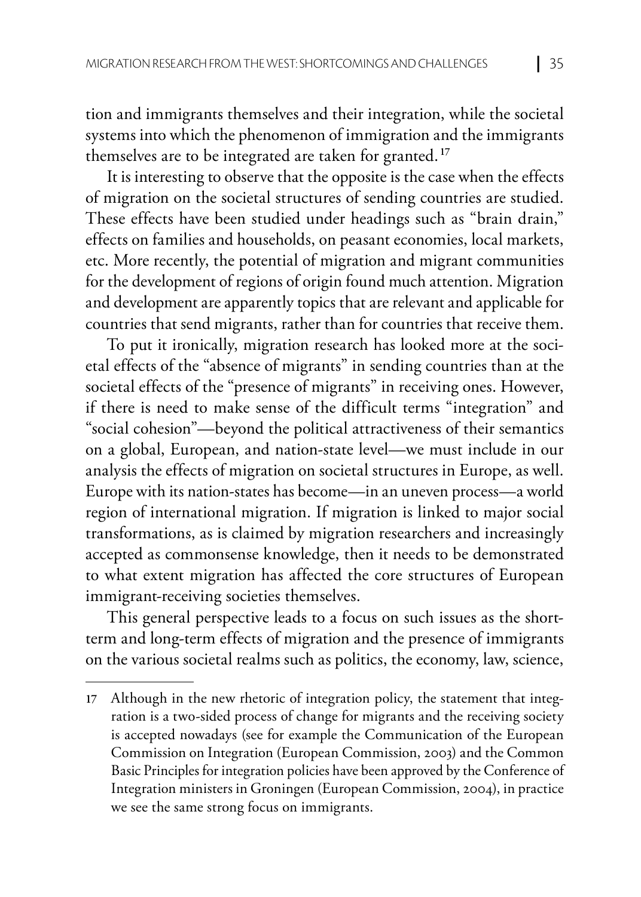tion and immigrants themselves and their integration, while the societal systems into which the phenomenon of immigration and the immigrants themselves are to be integrated are taken for granted.[17]

It is interesting to observe that the opposite is the case when the effects of migration on the societal structures of sending countries are studied. These effects have been studied under headings such as "brain drain," effects on families and households, on peasant economies, local markets, etc. More recently, the potential of migration and migrant communities for the development of regions of origin found much attention. Migration and development are apparently topics that are relevant and applicable for countries that send migrants, rather than for countries that receive them.

To put it ironically, migration research has looked more at the societal effects of the "absence of migrants" in sending countries than at the societal effects of the "presence of migrants" in receiving ones. However, if there is need to make sense of the difficult terms "integration" and "social cohesion"—beyond the political attractiveness of their semantics on a global, European, and nation-state level—we must include in our analysis the effects of migration on societal structures in Europe, as well. Europe with its nation-states has become—in an uneven process—a world region of international migration. If migration is linked to major social transformations, as is claimed by migration researchers and increasingly accepted as commonsense knowledge, then it needs to be demonstrated to what extent migration has affected the core structures of European immigrant-receiving societies themselves.

This general perspective leads to a focus on such issues as the short-term and long-term effects of migration and the presence of immigrants on the various societal realms such as politics, the economy, law, science,

---

17 Although in the new rhetoric of integration policy, the statement that integration is a two-sided process of change for migrants and the receiving society is accepted nowadays (see for example the Communication of the European Commission on Integration (European Commission, 2003) and the Common Basic Principles for integration policies have been approved by the Conference of Integration ministers in Groningen (European Commission, 2004), in practice we see the same strong focus on immigrants.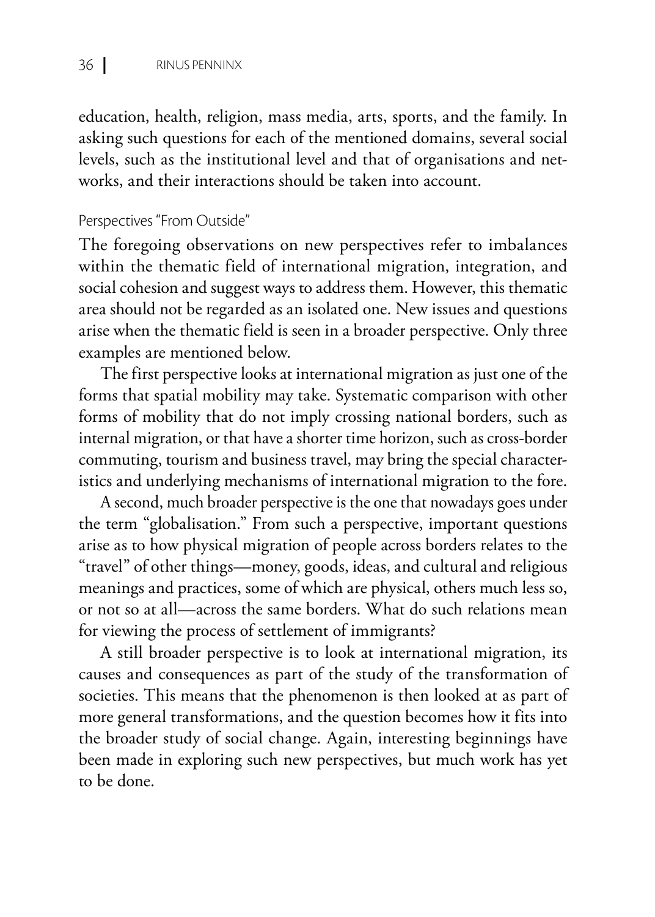education, health, religion, mass media, arts, sports, and the family. In asking such questions for each of the mentioned domains, several social levels, such as the institutional level and that of organisations and networks, and their interactions should be taken into account.

### Perspectives "From Outside"

The foregoing observations on new perspectives refer to imbalances within the thematic field of international migration, integration, and social cohesion and suggest ways to address them. However, this thematic area should not be regarded as an isolated one. New issues and questions arise when the thematic field is seen in a broader perspective. Only three examples are mentioned below.

The first perspective looks at international migration as just one of the forms that spatial mobility may take. Systematic comparison with other forms of mobility that do not imply crossing national borders, such as internal migration, or that have a shorter time horizon, such as cross-border commuting, tourism and business travel, may bring the special characteristics and underlying mechanisms of international migration to the fore.

A second, much broader perspective is the one that nowadays goes under the term "globalisation." From such a perspective, important questions arise as to how physical migration of people across borders relates to the "travel" of other things—money, goods, ideas, and cultural and religious meanings and practices, some of which are physical, others much less so, or not so at all—across the same borders. What do such relations mean for viewing the process of settlement of immigrants?

A still broader perspective is to look at international migration, its causes and consequences as part of the study of the transformation of societies. This means that the phenomenon is then looked at as part of more general transformations, and the question becomes how it fits into the broader study of social change. Again, interesting beginnings have been made in exploring such new perspectives, but much work has yet to be done.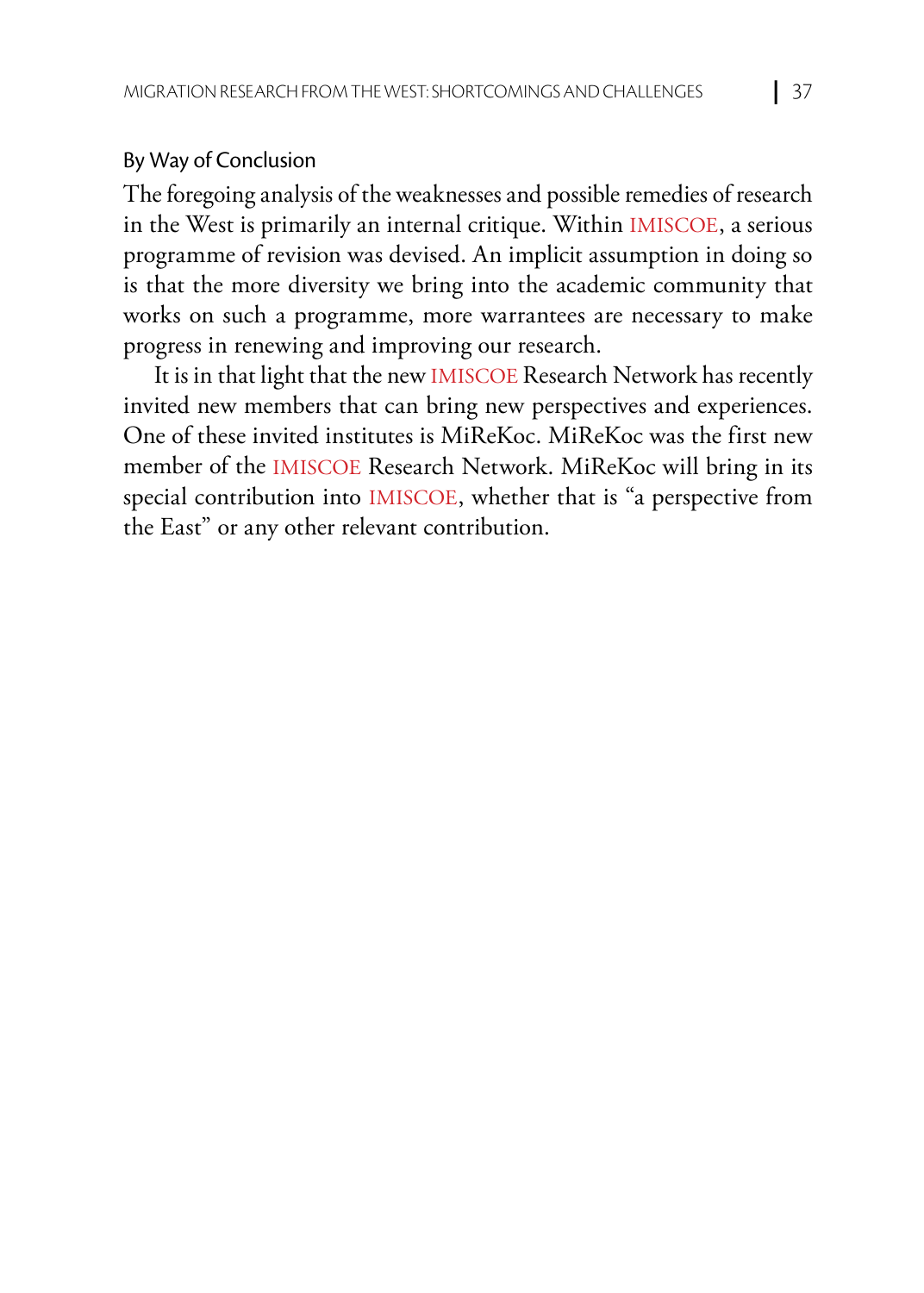## By Way of Conclusion

The foregoing analysis of the weaknesses and possible remedies of research in the West is primarily an internal critique. Within IMISCOE, a serious programme of revision was devised. An implicit assumption in doing so is that the more diversity we bring into the academic community that works on such a programme, more warrantees are necessary to make progress in renewing and improving our research.

It is in that light that the new IMISCOE Research Network has recently invited new members that can bring new perspectives and experiences. One of these invited institutes is MiReKoc. MiReKoc was the first new member of the IMISCOE Research Network. MiReKoc will bring in its special contribution into IMISCOE, whether that is "a perspective from the East" or any other relevant contribution.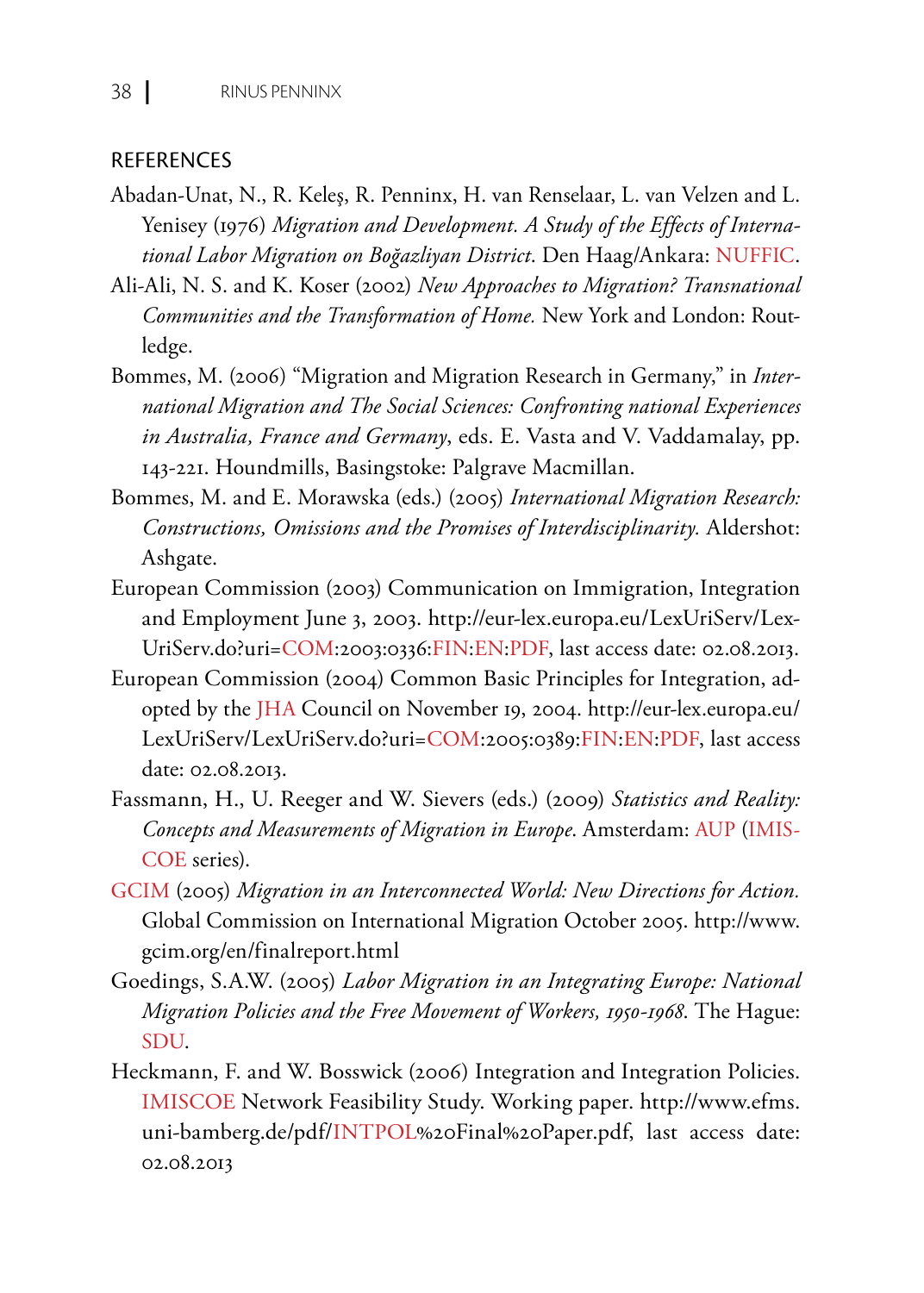## REFERENCES

Abadan-Unat, N., R. Keleş, R. Penninx, H. van Renselaar, L. van Velzen and L. Yenisey (1976) *Migration and Development. A Study of the Effects of International Labor Migration on Boğazliyan District*. Den Haag/Ankara: NUFFIC.

Ali-Ali, N. S. and K. Koser (2002) *New Approaches to Migration? Transnational Communities and the Transformation of Home.* New York and London: Routledge.

Bommes, M. (2006) "Migration and Migration Research in Germany," in *International Migration and The Social Sciences: Confronting national Experiences in Australia, France and Germany*, eds. E. Vasta and V. Vaddamalay, pp. 143-221. Houndmills, Basingstoke: Palgrave Macmillan.

Bommes, M. and E. Morawska (eds.) (2005) *International Migration Research: Constructions, Omissions and the Promises of Interdisciplinarity.* Aldershot: Ashgate.

European Commission (2003) Communication on Immigration, Integration and Employment June 3, 2003. http://eur-lex.europa.eu/LexUriServ/LexUriServ.do?uri=COM:2003:0336:FIN:EN:PDF, last access date: 02.08.2013.

European Commission (2004) Common Basic Principles for Integration, adopted by the JHA Council on November 19, 2004. http://eur-lex.europa.eu/LexUriServ/LexUriServ.do?uri=COM:2005:0389:FIN:EN:PDF, last access date: 02.08.2013.

Fassmann, H., U. Reeger and W. Sievers (eds.) (2009) *Statistics and Reality: Concepts and Measurements of Migration in Europe*. Amsterdam: AUP (IMISCOE series).

GCIM (2005) *Migration in an Interconnected World: New Directions for Action.* Global Commission on International Migration October 2005. http://www.gcim.org/en/finalreport.html

Goedings, S.A.W. (2005) *Labor Migration in an Integrating Europe: National Migration Policies and the Free Movement of Workers, 1950-1968.* The Hague: SDU.

Heckmann, F. and W. Bosswick (2006) Integration and Integration Policies. IMISCOE Network Feasibility Study. Working paper. http://www.efms.uni-bamberg.de/pdf/INTPOL%20Final%20Paper.pdf, last access date: 02.08.2013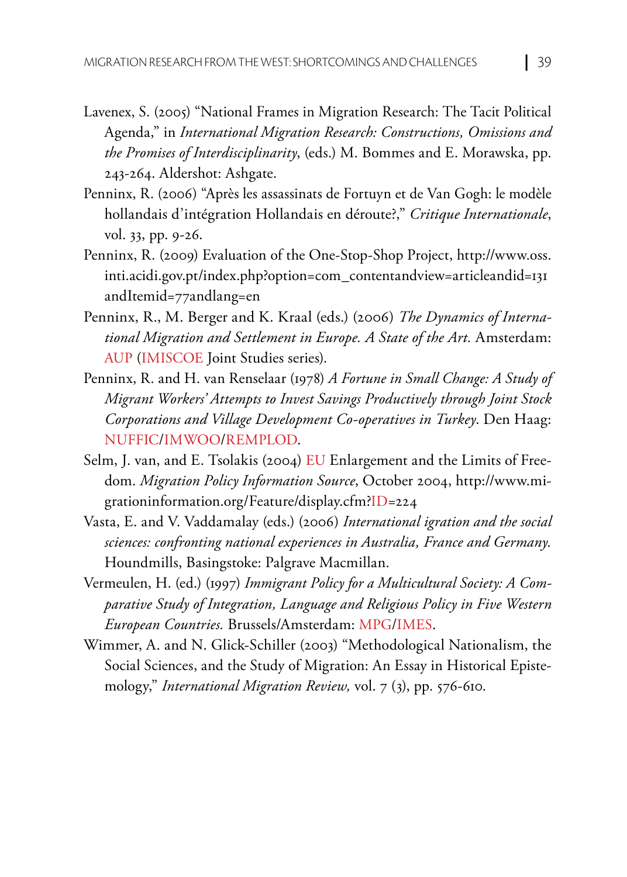Lavenex, S. (2005) “National Frames in Migration Research: The Tacit Political Agenda,” in *International Migration Research: Constructions, Omissions and the Promises of Interdisciplinarity*, (eds.) M. Bommes and E. Morawska, pp. 243-264. Aldershot: Ashgate.

Penninx, R. (2006) “Après les assassinats de Fortuyn et de Van Gogh: le modèle hollandais d’intégration Hollandais en déroute?,” *Critique Internationale*, vol. 33, pp. 9-26.

Penninx, R. (2009) Evaluation of the One-Stop-Shop Project, http://www.oss.inti.acidi.gov.pt/index.php?option=com_contentandview=articleandid=131andItemid=77andlang=en

Penninx, R., M. Berger and K. Kraal (eds.) (2006) *The Dynamics of International Migration and Settlement in Europe. A State of the Art.* Amsterdam: AUP (IMISCOE Joint Studies series).

Penninx, R. and H. van Renselaar (1978) *A Fortune in Small Change: A Study of Migrant Workers' Attempts to Invest Savings Productively through Joint Stock Corporations and Village Development Co-operatives in Turkey*. Den Haag: NUFFIC/IMWOO/REMPLOD.

Selm, J. van, and E. Tsolakis (2004) EU Enlargement and the Limits of Freedom. *Migration Policy Information Source*, October 2004, http://www.migrationinformation.org/Feature/display.cfm?ID=224

Vasta, E. and V. Vaddamalay (eds.) (2006) *International igration and the social sciences: confronting national experiences in Australia, France and Germany.* Houndmills, Basingstoke: Palgrave Macmillan.

Vermeulen, H. (ed.) (1997) *Immigrant Policy for a Multicultural Society: A Comparative Study of Integration, Language and Religious Policy in Five Western European Countries.* Brussels/Amsterdam: MPG/IMES.

Wimmer, A. and N. Glick-Schiller (2003) “Methodological Nationalism, the Social Sciences, and the Study of Migration: An Essay in Historical Epistemology,” *International Migration Review,* vol. 7 (3), pp. 576-610.